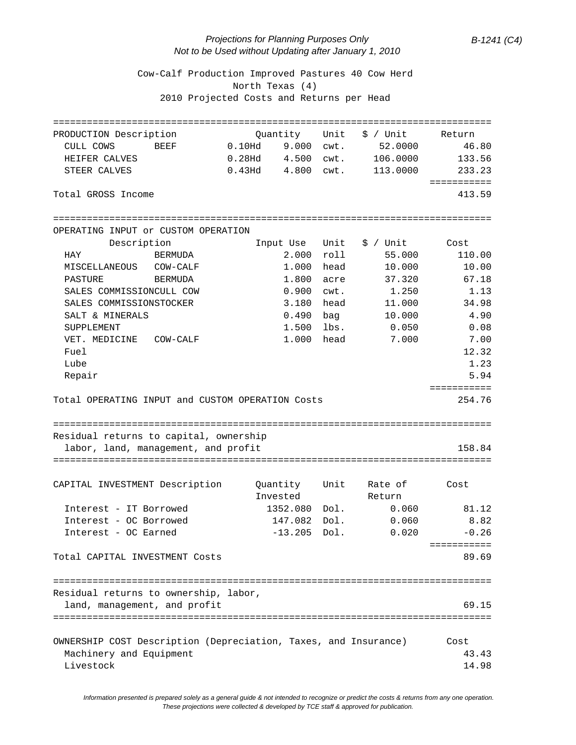*Projections for Planning Purposes Only*
*Not to be Used without Updating after January 1, 2010*

*B-1241 (C4)*

## Cow-Calf Production Improved Pastures 40 Cow Herd
## North Texas (4)
## 2010 Projected Costs and Returns per Head

| PRODUCTION Description | | | Quantity | Unit | $ / Unit | Return |
|---|---|---|---|---|---|---|
| CULL COWS | BEEF | 0.10Hd | 9.000 | cwt. | 52.0000 | 46.80 |
| HEIFER CALVES | | 0.28Hd | 4.500 | cwt. | 106.0000 | 133.56 |
| STEER CALVES | | 0.43Hd | 4.800 | cwt. | 113.0000 | 233.23 |
| **Total GROSS Income** | | | | | | **413.59** |

**OPERATING INPUT or CUSTOM OPERATION**

| Description | | Input Use | Unit | $ / Unit | Cost |
|---|---|---|---|---|---|
| HAY | BERMUDA | 2.000 | roll | 55.000 | 110.00 |
| MISCELLANEOUS | COW-CALF | 1.000 | head | 10.000 | 10.00 |
| PASTURE | BERMUDA | 1.800 | acre | 37.320 | 67.18 |
| SALES COMMISSION | CULL COW | 0.900 | cwt. | 1.250 | 1.13 |
| SALES COMMISSION | STOCKER | 3.180 | head | 11.000 | 34.98 |
| SALT & MINERALS | | 0.490 | bag | 10.000 | 4.90 |
| SUPPLEMENT | | 1.500 | lbs. | 0.050 | 0.08 |
| VET. MEDICINE | COW-CALF | 1.000 | head | 7.000 | 7.00 |
| Fuel | | | | | 12.32 |
| Lube | | | | | 1.23 |
| Repair | | | | | 5.94 |
| **Total OPERATING INPUT and CUSTOM OPERATION Costs** | | | | | **254.76** |

| Residual returns to capital, ownership labor, land, management, and profit | 158.84 |
|---|---|

| CAPITAL INVESTMENT Description | Quantity Invested | Unit | Rate of Return | Cost |
|---|---|---|---|---|
| Interest - IT Borrowed | 1352.080 | Dol. | 0.060 | 81.12 |
| Interest - OC Borrowed | 147.082 | Dol. | 0.060 | 8.82 |
| Interest - OC Earned | -13.205 | Dol. | 0.020 | -0.26 |
| **Total CAPITAL INVESTMENT Costs** | | | | **89.69** |

| Residual returns to ownership, labor, land, management, and profit | 69.15 |
|---|---|

| OWNERSHIP COST Description (Depreciation, Taxes, and Insurance) | Cost |
|---|---|
| Machinery and Equipment | 43.43 |
| Livestock | 14.98 |

*Information presented is prepared solely as a general guide & not intended to recognize or predict the costs & returns from any one operation. These projections were collected & developed by TCE staff & approved for publication.*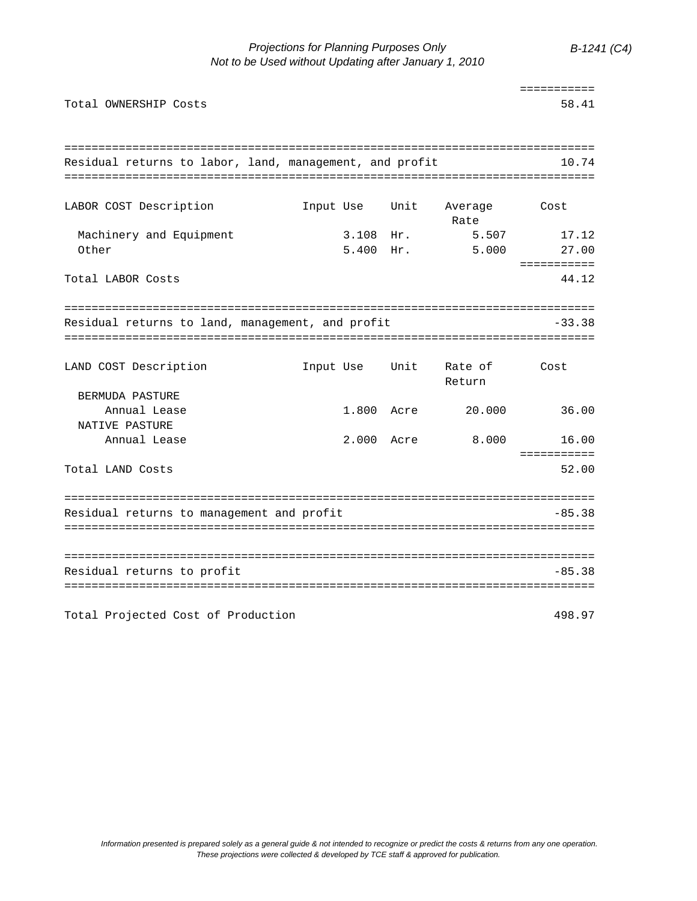| | | | | |
|---|---|---|---|---|
| Total OWNERSHIP Costs | | | | 58.41 |

| | |
|---|---|
| Residual returns to labor, land, management, and profit | 10.74 |

| LABOR COST Description | Input Use | Unit | Average Rate | Cost |
|---|---|---|---|---|
| Machinery and Equipment | 3.108 | Hr. | 5.507 | 17.12 |
| Other | 5.400 | Hr. | 5.000 | 27.00 |
| Total LABOR Costs | | | | 44.12 |

| | |
|---|---|
| Residual returns to land, management, and profit | -33.38 |

| LAND COST Description | Input Use | Unit | Rate of Return | Cost |
|---|---|---|---|---|
| BERMUDA PASTURE | | | | |
| Annual Lease | 1.800 | Acre | 20.000 | 36.00 |
| NATIVE PASTURE | | | | |
| Annual Lease | 2.000 | Acre | 8.000 | 16.00 |
| Total LAND Costs | | | | 52.00 |

| | |
|---|---|
| Residual returns to management and profit | -85.38 |

| | |
|---|---|
| Residual returns to profit | -85.38 |

| | |
|---|---|
| Total Projected Cost of Production | 498.97 |

*Information presented is prepared solely as a general guide & not intended to recognize or predict the costs & returns from any one operation. These projections were collected & developed by TCE staff & approved for publication.*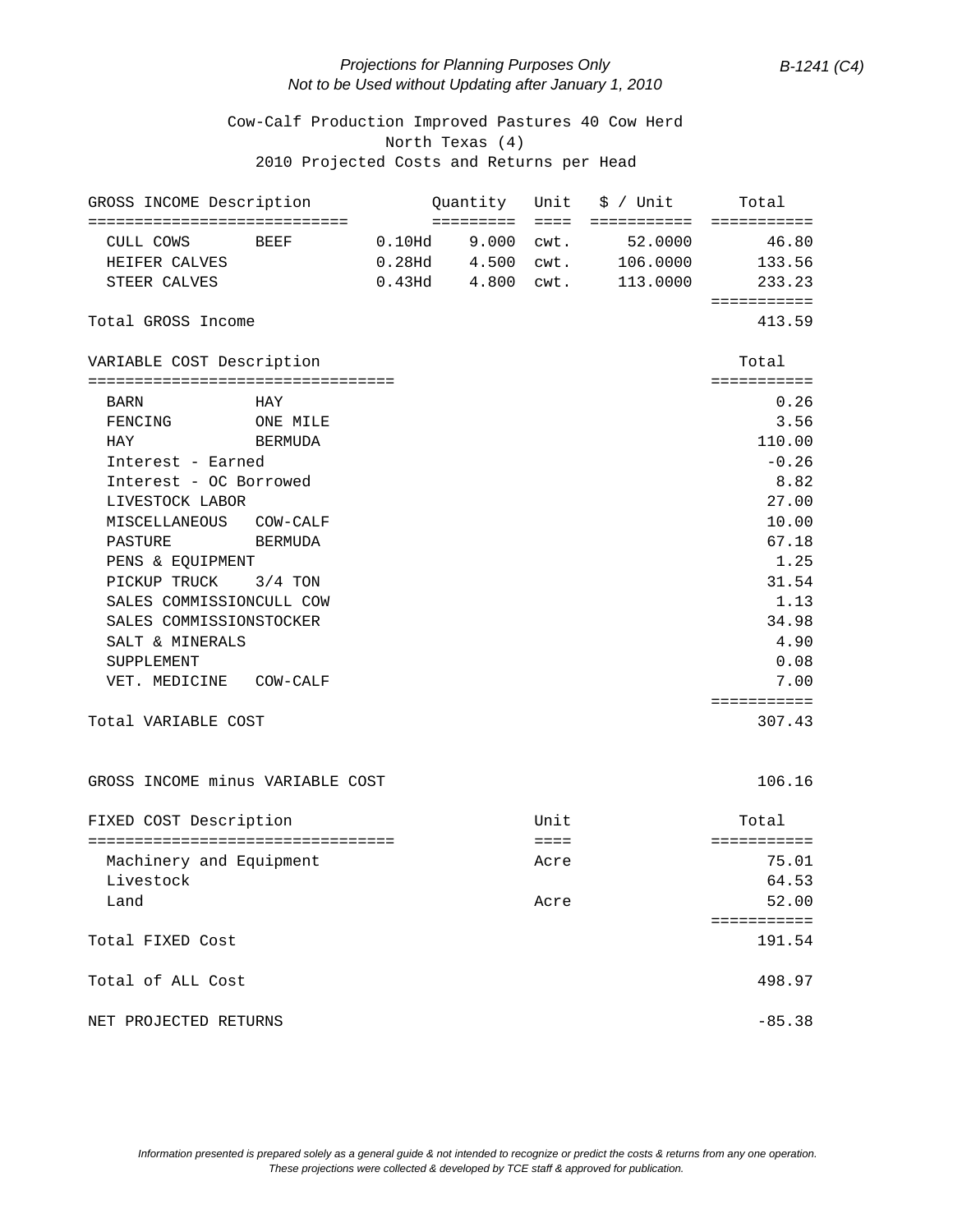*Projections for Planning Purposes Only*
*Not to be Used without Updating after January 1, 2010*

*B-1241 (C4)*

## Cow-Calf Production Improved Pastures 40 Cow Herd
## North Texas (4)
## 2010 Projected Costs and Returns per Head

| GROSS INCOME Description | | | Quantity | Unit | $ / Unit | Total |
|---|---|---|---|---|---|---|
| CULL COWS | BEEF | 0.10Hd | 9.000 | cwt. | 52.0000 | 46.80 |
| HEIFER CALVES | | 0.28Hd | 4.500 | cwt. | 106.0000 | 133.56 |
| STEER CALVES | | 0.43Hd | 4.800 | cwt. | 113.0000 | 233.23 |
| Total GROSS Income | | | | | | 413.59 |

| VARIABLE COST Description | | Total |
|---|---|---|
| BARN | HAY | 0.26 |
| FENCING | ONE MILE | 3.56 |
| HAY | BERMUDA | 110.00 |
| Interest - Earned | | -0.26 |
| Interest - OC Borrowed | | 8.82 |
| LIVESTOCK LABOR | | 27.00 |
| MISCELLANEOUS | COW-CALF | 10.00 |
| PASTURE | BERMUDA | 67.18 |
| PENS & EQUIPMENT | | 1.25 |
| PICKUP TRUCK | 3/4 TON | 31.54 |
| SALES COMMISSIONCULL COW | | 1.13 |
| SALES COMMISSIONSTOCKER | | 34.98 |
| SALT & MINERALS | | 4.90 |
| SUPPLEMENT | | 0.08 |
| VET. MEDICINE | COW-CALF | 7.00 |
| Total VARIABLE COST | | 307.43 |

GROSS INCOME minus VARIABLE COST 106.16

| FIXED COST Description | Unit | Total |
|---|---|---|
| Machinery and Equipment | Acre | 75.01 |
| Livestock | | 64.53 |
| Land | Acre | 52.00 |
| Total FIXED Cost | | 191.54 |

| | |
|---|---|
| Total of ALL Cost | 498.97 |
| NET PROJECTED RETURNS | -85.38 |

*Information presented is prepared solely as a general guide & not intended to recognize or predict the costs & returns from any one operation.*
*These projections were collected & developed by TCE staff & approved for publication.*